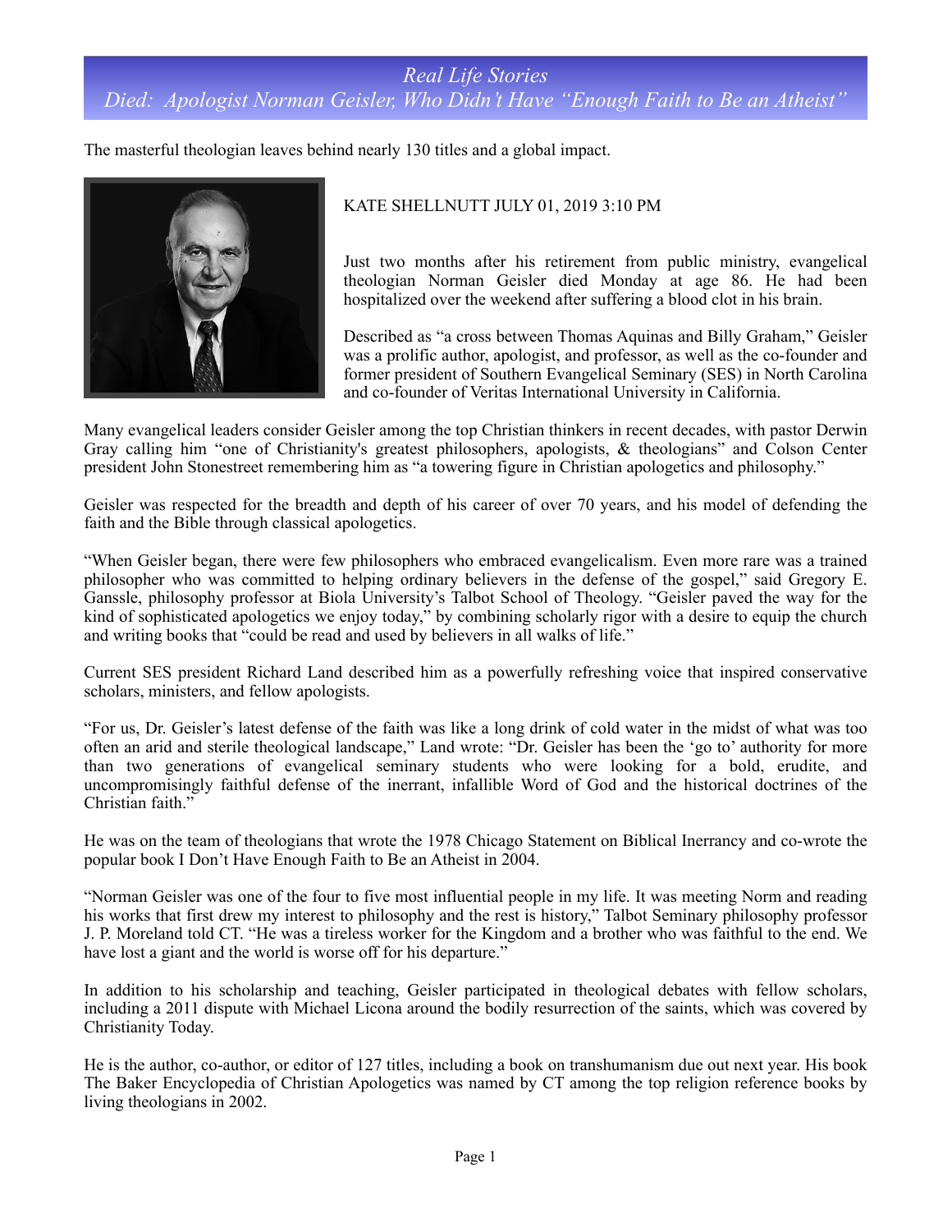*Real Life Stories*
# *Died: Apologist Norman Geisler, Who Didn't Have "Enough Faith to Be an Atheist"*

The masterful theologian leaves behind nearly 130 titles and a global impact.

KATE SHELLNUTT JULY 01, 2019 3:10 PM

Just two months after his retirement from public ministry, evangelical theologian Norman Geisler died Monday at age 86. He had been hospitalized over the weekend after suffering a blood clot in his brain.

Described as "a cross between Thomas Aquinas and Billy Graham," Geisler was a prolific author, apologist, and professor, as well as the co-founder and former president of Southern Evangelical Seminary (SES) in North Carolina and co-founder of Veritas International University in California.

Many evangelical leaders consider Geisler among the top Christian thinkers in recent decades, with pastor Derwin Gray calling him "one of Christianity's greatest philosophers, apologists, & theologians" and Colson Center president John Stonestreet remembering him as "a towering figure in Christian apologetics and philosophy."

Geisler was respected for the breadth and depth of his career of over 70 years, and his model of defending the faith and the Bible through classical apologetics.

"When Geisler began, there were few philosophers who embraced evangelicalism. Even more rare was a trained philosopher who was committed to helping ordinary believers in the defense of the gospel," said Gregory E. Ganssle, philosophy professor at Biola University's Talbot School of Theology. "Geisler paved the way for the kind of sophisticated apologetics we enjoy today," by combining scholarly rigor with a desire to equip the church and writing books that "could be read and used by believers in all walks of life."

Current SES president Richard Land described him as a powerfully refreshing voice that inspired conservative scholars, ministers, and fellow apologists.

"For us, Dr. Geisler's latest defense of the faith was like a long drink of cold water in the midst of what was too often an arid and sterile theological landscape," Land wrote: "Dr. Geisler has been the 'go to' authority for more than two generations of evangelical seminary students who were looking for a bold, erudite, and uncompromisingly faithful defense of the inerrant, infallible Word of God and the historical doctrines of the Christian faith."

He was on the team of theologians that wrote the 1978 Chicago Statement on Biblical Inerrancy and co-wrote the popular book I Don't Have Enough Faith to Be an Atheist in 2004.

"Norman Geisler was one of the four to five most influential people in my life. It was meeting Norm and reading his works that first drew my interest to philosophy and the rest is history," Talbot Seminary philosophy professor J. P. Moreland told CT. "He was a tireless worker for the Kingdom and a brother who was faithful to the end. We have lost a giant and the world is worse off for his departure."

In addition to his scholarship and teaching, Geisler participated in theological debates with fellow scholars, including a 2011 dispute with Michael Licona around the bodily resurrection of the saints, which was covered by Christianity Today.

He is the author, co-author, or editor of 127 titles, including a book on transhumanism due out next year. His book The Baker Encyclopedia of Christian Apologetics was named by CT among the top religion reference books by living theologians in 2002.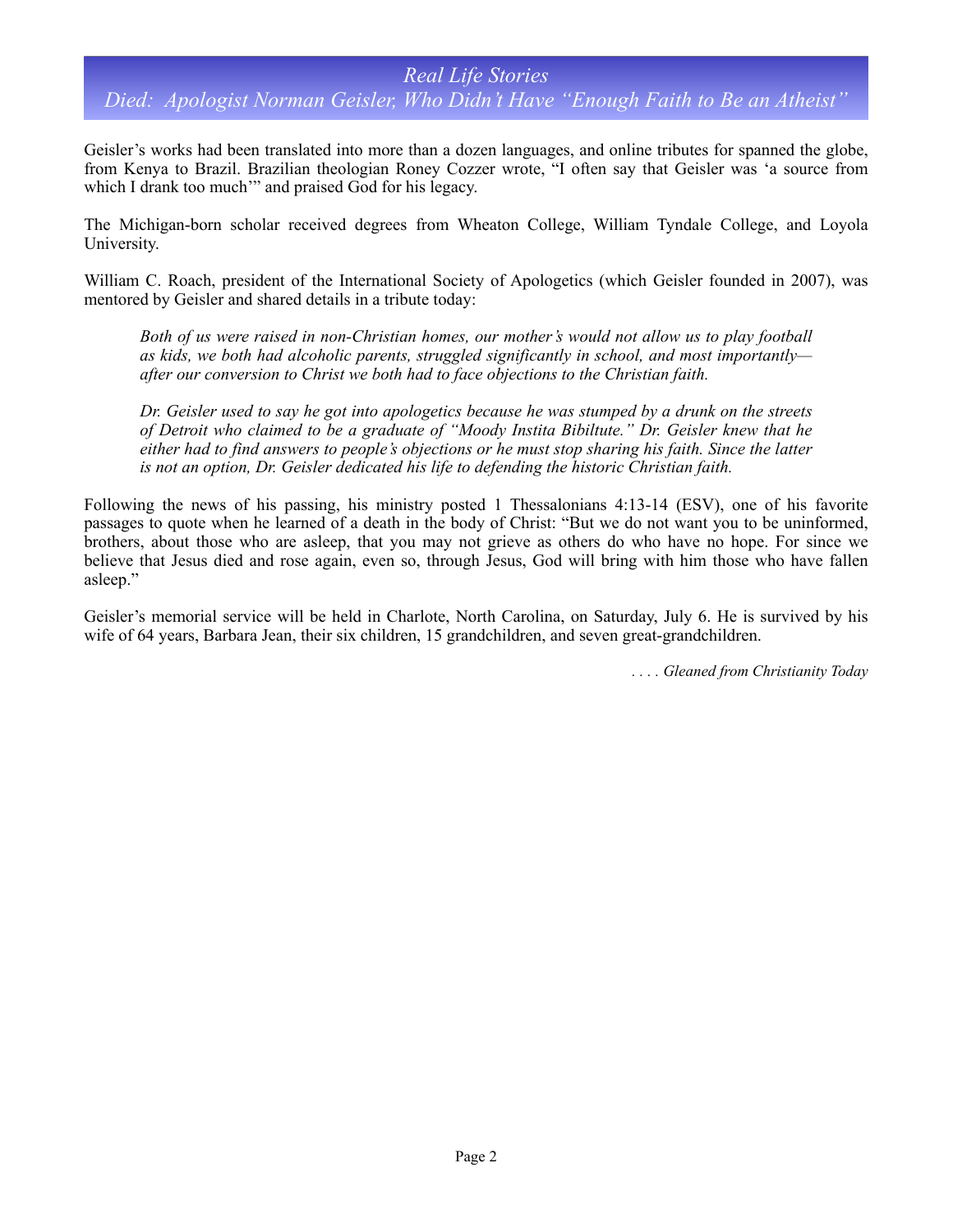# *Real Life Stories*
## *Died: Apologist Norman Geisler, Who Didn't Have "Enough Faith to Be an Atheist"*

Geisler's works had been translated into more than a dozen languages, and online tributes for spanned the globe, from Kenya to Brazil. Brazilian theologian Roney Cozzer wrote, "I often say that Geisler was 'a source from which I drank too much'" and praised God for his legacy.

The Michigan-born scholar received degrees from Wheaton College, William Tyndale College, and Loyola University.

William C. Roach, president of the International Society of Apologetics (which Geisler founded in 2007), was mentored by Geisler and shared details in a tribute today:

> *Both of us were raised in non-Christian homes, our mother's would not allow us to play football as kids, we both had alcoholic parents, struggled significantly in school, and most importantly—after our conversion to Christ we both had to face objections to the Christian faith.*
>
> *Dr. Geisler used to say he got into apologetics because he was stumped by a drunk on the streets of Detroit who claimed to be a graduate of "Moody Instita Bibiltute." Dr. Geisler knew that he either had to find answers to people's objections or he must stop sharing his faith. Since the latter is not an option, Dr. Geisler dedicated his life to defending the historic Christian faith.*

Following the news of his passing, his ministry posted 1 Thessalonians 4:13-14 (ESV), one of his favorite passages to quote when he learned of a death in the body of Christ: "But we do not want you to be uninformed, brothers, about those who are asleep, that you may not grieve as others do who have no hope. For since we believe that Jesus died and rose again, even so, through Jesus, God will bring with him those who have fallen asleep."

Geisler's memorial service will be held in Charlote, North Carolina, on Saturday, July 6. He is survived by his wife of 64 years, Barbara Jean, their six children, 15 grandchildren, and seven great-grandchildren.

*. . . . Gleaned from Christianity Today*